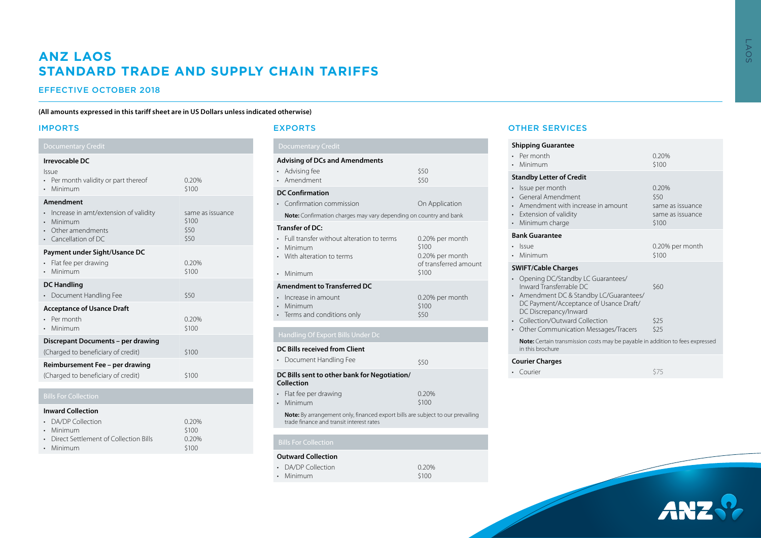# ANZ LAOS
# STANDARD TRADE AND SUPPLY CHAIN TARIFFS

## EFFECTIVE OCTOBER 2018

**(All amounts expressed in this tariff sheet are in US Dollars unless indicated otherwise)**

## IMPORTS

| Documentary Credit | |
|---|---|
| **Irrevocable DC** | |
| Issue | |
| • Per month validity or part thereof | 0.20% |
| • Minimum | $100 |
| **Amendment** | |
| • Increase in amt/extension of validity | same as issuance |
| • Minimum | $100 |
| • Other amendments | $50 |
| • Cancellation of DC | $50 |
| **Payment under Sight/Usance DC** | |
| • Flat fee per drawing | 0.20% |
| • Minimum | $100 |
| **DC Handling** | |
| • Document Handling Fee | $50 |
| **Acceptance of Usance Draft** | |
| • Per month | 0.20% |
| • Minimum | $100 |
| **Discrepant Documents – per drawing** | |
| (Charged to beneficiary of credit) | $100 |
| **Reimbursement Fee – per drawing** | |
| (Charged to beneficiary of credit) | $100 |

| Bills For Collection | |
|---|---|
| **Inward Collection** | |
| • DA/DP Collection | 0.20% |
| • Minimum | $100 |
| • Direct Settlement of Collection Bills | 0.20% |
| • Minimum | $100 |

## EXPORTS

| Documentary Credit | |
|---|---|
| **Advising of DCs and Amendments** | |
| • Advising fee | $50 |
| • Amendment | $50 |
| **DC Confirmation** | |
| • Confirmation commission | On Application |
| **Note:** Confirmation charges may vary depending on country and bank | |
| **Transfer of DC:** | |
| • Full transfer without alteration to terms | 0.20% per month |
| • Minimum | $100 |
| • With alteration to terms | 0.20% per month of transferred amount |
| • Minimum | $100 |
| **Amendment to Transferred DC** | |
| • Increase in amount | 0.20% per month |
| • Minimum | $100 |
| • Terms and conditions only | $50 |

| Handling Of Export Bills Under Dc | |
|---|---|
| **DC Bills received from Client** | |
| • Document Handling Fee | $50 |
| **DC Bills sent to other bank for Negotiation/ Collection** | |
| • Flat fee per drawing | 0.20% |
| • Minimum | $100 |
| **Note:** By arrangement only, financed export bills are subject to our prevailing trade finance and transit interest rates | |

| Bills For Collection | |
|---|---|
| **Outward Collection** | |
| • DA/DP Collection | 0.20% |
| • Minimum | $100 |

## OTHER SERVICES

| | |
|---|---|
| **Shipping Guarantee** | |
| • Per month | 0.20% |
| • Minimum | $100 |
| **Standby Letter of Credit** | |
| • Issue per month | 0.20% |
| • General Amendment | $50 |
| • Amendment with increase in amount | same as issuance |
| • Extension of validity | same as issuance |
| • Minimum charge | $100 |
| **Bank Guarantee** | |
| • Issue | 0.20% per month |
| • Minimum | $100 |
| **SWIFT/Cable Charges** | |
| • Opening DC/Standby LC Guarantees/ Inward Transferrable DC | $60 |
| • Amendment DC & Standby LC/Guarantees/ DC Payment/Acceptance of Usance Draft/ DC Discrepancy/Inward | |
| • Collection/Outward Collection | $25 |
| • Other Communication Messages/Tracers | $25 |
| **Note:** Certain transmission costs may be payable in addition to fees expressed in this brochure | |
| **Courier Charges** | |
| • Courier | $75 |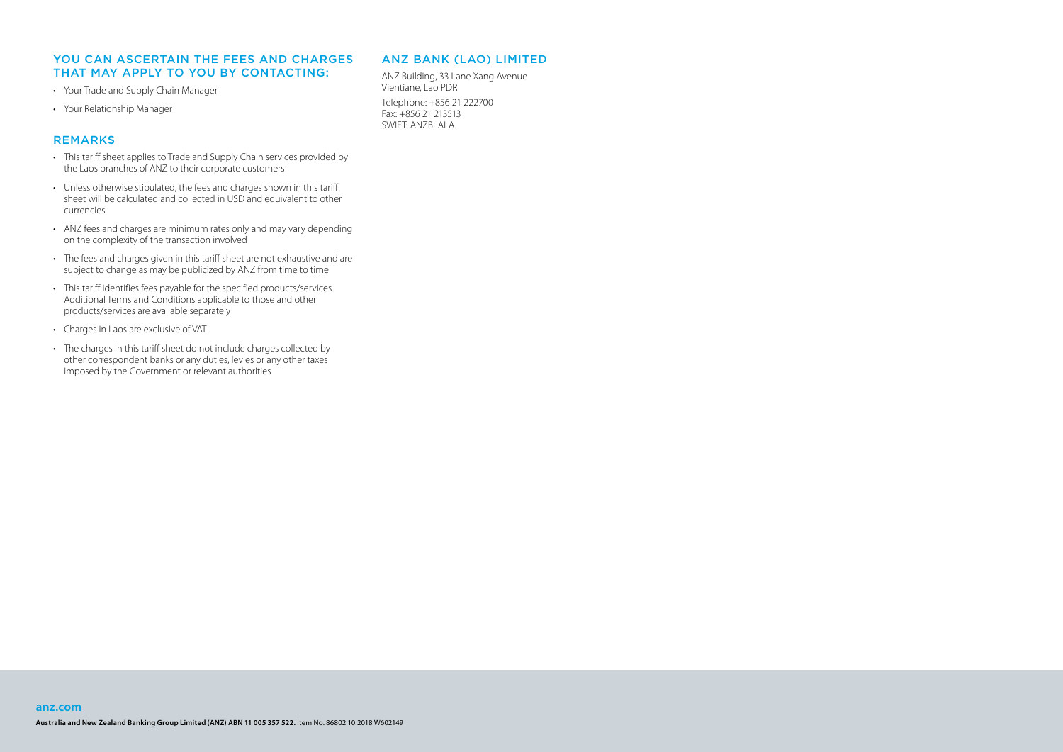## YOU CAN ASCERTAIN THE FEES AND CHARGES THAT MAY APPLY TO YOU BY CONTACTING:

- Your Trade and Supply Chain Manager
- Your Relationship Manager

## REMARKS

- This tariff sheet applies to Trade and Supply Chain services provided by the Laos branches of ANZ to their corporate customers
- Unless otherwise stipulated, the fees and charges shown in this tariff sheet will be calculated and collected in USD and equivalent to other currencies
- ANZ fees and charges are minimum rates only and may vary depending on the complexity of the transaction involved
- The fees and charges given in this tariff sheet are not exhaustive and are subject to change as may be publicized by ANZ from time to time
- This tariff identifies fees payable for the specified products/services. Additional Terms and Conditions applicable to those and other products/services are available separately
- Charges in Laos are exclusive of VAT
- The charges in this tariff sheet do not include charges collected by other correspondent banks or any duties, levies or any other taxes imposed by the Government or relevant authorities

## ANZ BANK (LAO) LIMITED

ANZ Building, 33 Lane Xang Avenue
Vientiane, Lao PDR

Telephone: +856 21 222700
Fax: +856 21 213513
SWIFT: ANZBLALA

**anz.com**

**Australia and New Zealand Banking Group Limited (ANZ) ABN 11 005 357 522.** Item No. 86802 10.2018 W602149